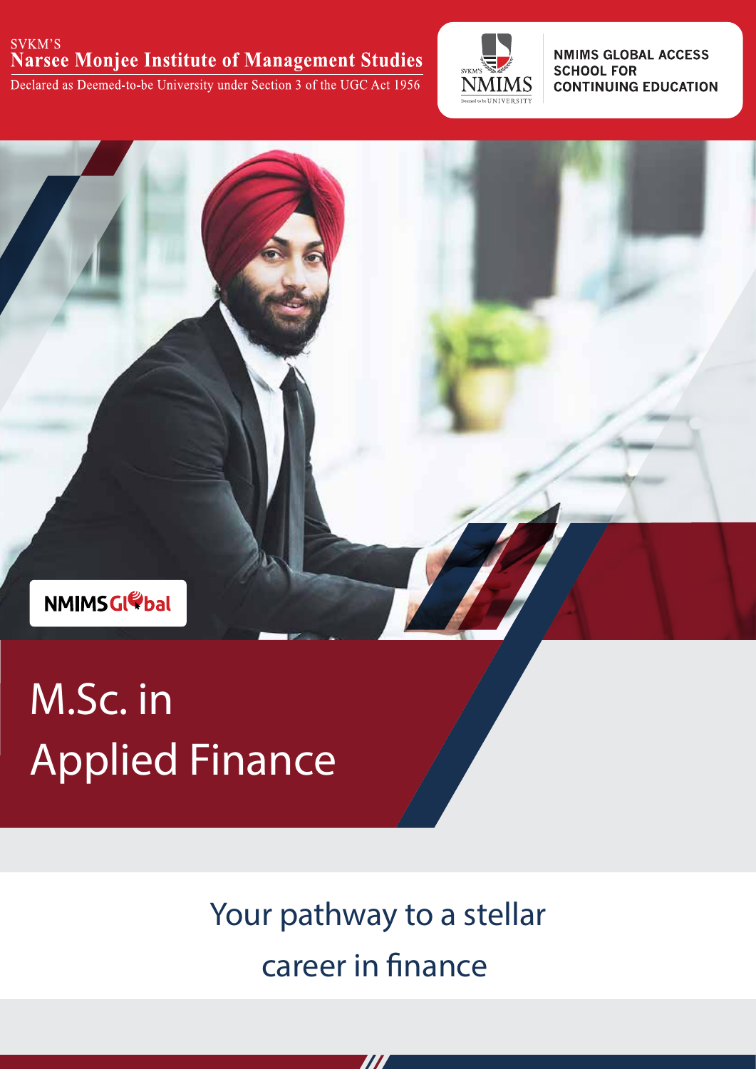SVKM'S
**Narsee Monjee Institute of Management Studies**
Declared as Deemed-to-be University under Section 3 of the UGC Act 1956

SVKM'S NMIMS Deemed to be UNIVERSITY

**NMIMS GLOBAL ACCESS SCHOOL FOR CONTINUING EDUCATION**

**NMIMS Global**

# M.Sc. in Applied Finance

## Your pathway to a stellar career in finance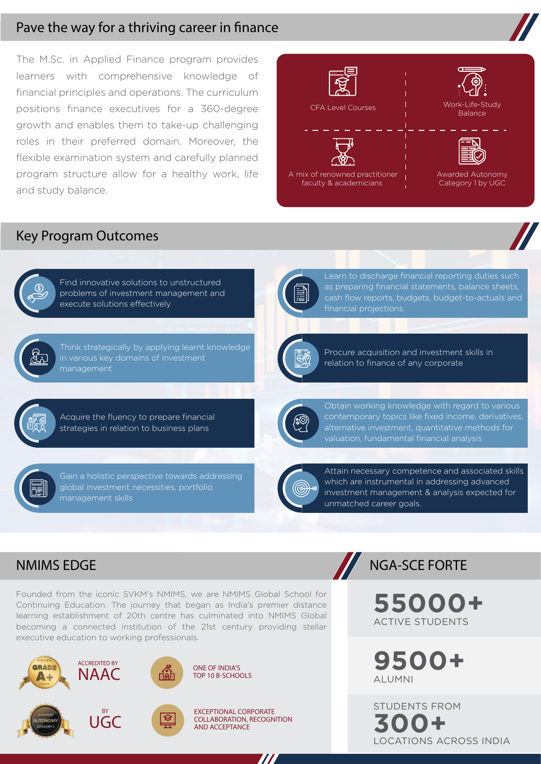## Pave the way for a thriving career in finance

The M.Sc. in Applied Finance program provides learners with comprehensive knowledge of financial principles and operations. The curriculum positions finance executives for a 360-degree growth and enables them to take-up challenging roles in their preferred domain. Moreover, the flexible examination system and carefully planned program structure allow for a healthy work, life and study balance.

- CFA Level Courses
- Work-Life-Study Balance
- A mix of renowned practitioner faculty & academicians
- Awarded Autonomy Category 1 by UGC

## Key Program Outcomes

- Find innovative solutions to unstructured problems of investment management and execute solutions effectively
- Learn to discharge financial reporting duties such as preparing financial statements, balance sheets, cash flow reports, budgets, budget-to-actuals and financial projections.
- Think strategically by applying learnt knowledge in various key domains of investment management
- Procure acquisition and investment skills in relation to finance of any corporate
- Acquire the fluency to prepare financial strategies in relation to business plans
- Obtain working knowledge with regard to various contemporary topics like fixed income, derivatives, alternative investment, quantitative methods for valuation, fundamental financial analysis
- Gain a holistic perspective towards addressing global investment necessities, portfolio management skills
- Attain necessary competence and associated skills which are instrumental in addressing advanced investment management & analysis expected for unmatched career goals.

## NMIMS EDGE

Founded from the iconic SVKM's NMIMS, we are NMIMS Global School for Continuing Education. The journey that began as India's premier distance learning establishment of 20th centre has culminated into NMIMS Global becoming a connected institution of the 21st century providing stellar executive education to working professionals.

- ACCREDITED BY NAAC
- ONE OF INDIA'S TOP 10 B-SCHOOLS
- BY UGC
- EXCEPTIONAL CORPORATE COLLABORATION, RECOGNITION AND ACCEPTANCE

## NGA-SCE FORTE

**55000+**
ACTIVE STUDENTS

**9500+**
ALUMNI

STUDENTS FROM
**300+**
LOCATIONS ACROSS INDIA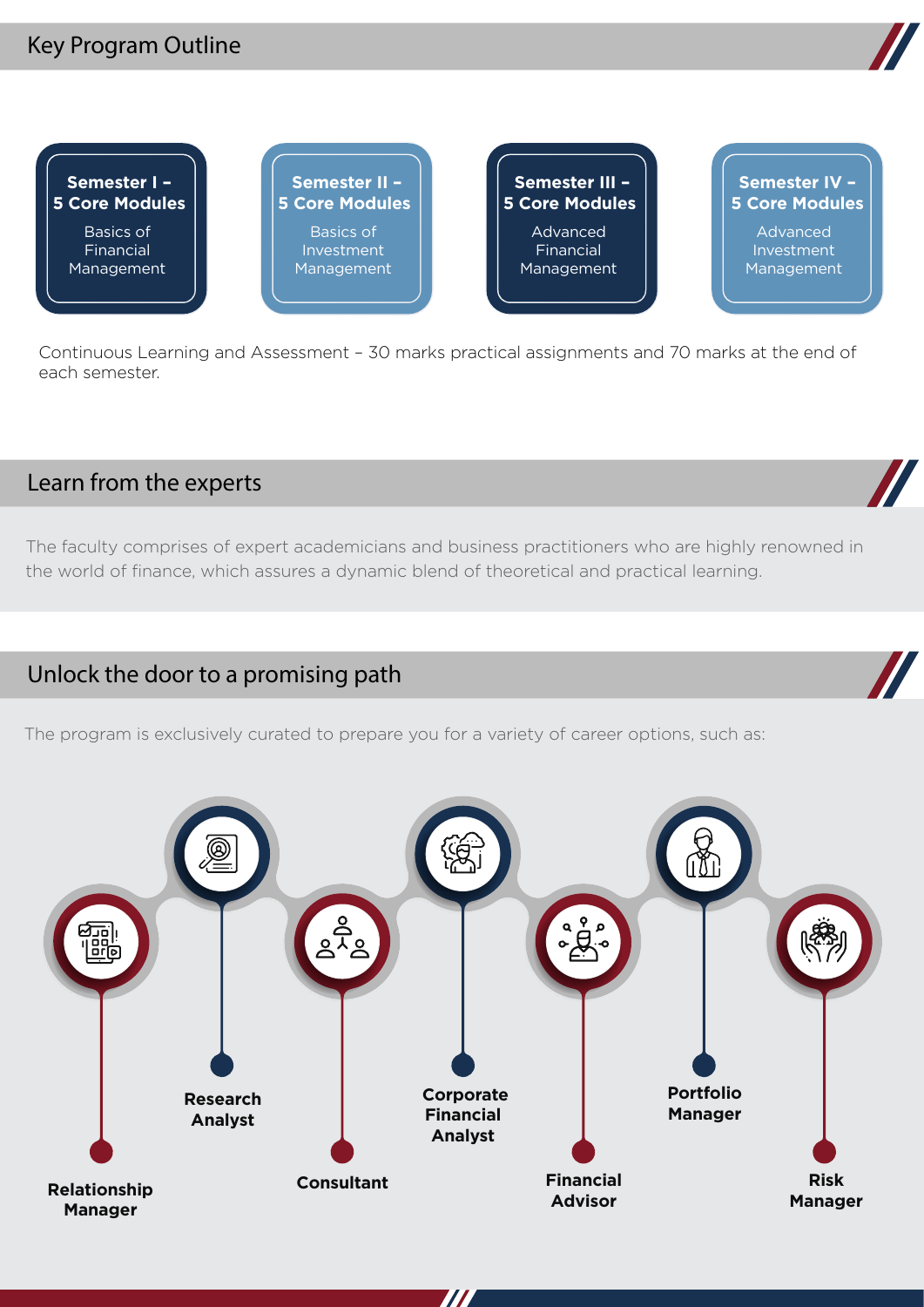## Key Program Outline

**Semester I – 5 Core Modules**
Basics of Financial Management

**Semester II – 5 Core Modules**
Basics of Investment Management

**Semester III – 5 Core Modules**
Advanced Financial Management

**Semester IV – 5 Core Modules**
Advanced Investment Management

Continuous Learning and Assessment – 30 marks practical assignments and 70 marks at the end of each semester.

## Learn from the experts

The faculty comprises of expert academicians and business practitioners who are highly renowned in the world of finance, which assures a dynamic blend of theoretical and practical learning.

## Unlock the door to a promising path

The program is exclusively curated to prepare you for a variety of career options, such as:

- **Relationship Manager**
- **Research Analyst**
- **Consultant**
- **Corporate Financial Analyst**
- **Financial Advisor**
- **Portfolio Manager**
- **Risk Manager**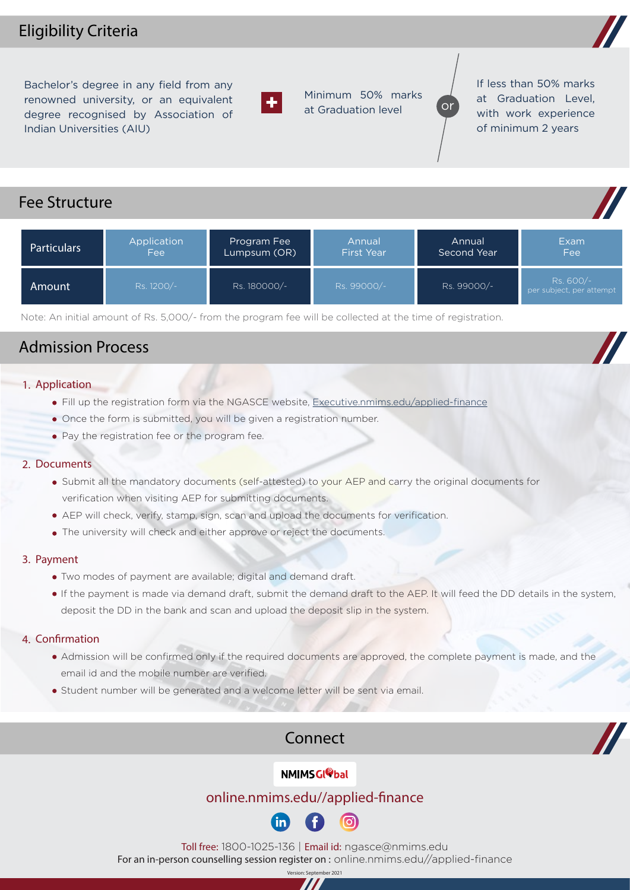## Eligibility Criteria

Bachelor's degree in any field from any renowned university, or an equivalent degree recognised by Association of Indian Universities (AIU)

+

Minimum 50% marks at Graduation level

or

If less than 50% marks at Graduation Level, with work experience of minimum 2 years

## Fee Structure

| Particulars | Application Fee | Program Fee Lumpsum (OR) | Annual First Year | Annual Second Year | Exam Fee |
|---|---|---|---|---|---|
| Amount | Rs. 1200/- | Rs. 180000/- | Rs. 99000/- | Rs. 99000/- | Rs. 600/- per subject, per attempt |

Note: An initial amount of Rs. 5,000/- from the program fee will be collected at the time of registration.

## Admission Process

1. Application
   - Fill up the registration form via the NGASCE website, Executive.nmims.edu/applied-finance
   - Once the form is submitted, you will be given a registration number.
   - Pay the registration fee or the program fee.

2. Documents
   - Submit all the mandatory documents (self-attested) to your AEP and carry the original documents for verification when visiting AEP for submitting documents.
   - AEP will check, verify, stamp, sign, scan and upload the documents for verification.
   - The university will check and either approve or reject the documents.

3. Payment
   - Two modes of payment are available; digital and demand draft.
   - If the payment is made via demand draft, submit the demand draft to the AEP. It will feed the DD details in the system, deposit the DD in the bank and scan and upload the deposit slip in the system.

4. Confirmation
   - Admission will be confirmed only if the required documents are approved, the complete payment is made, and the email id and the mobile number are verified.
   - Student number will be generated and a welcome letter will be sent via email.

## Connect

NMIMS Global

online.nmims.edu//applied-finance

Toll free: 1800-1025-136 | Email id: ngasce@nmims.edu

For an in-person counselling session register on : online.nmims.edu//applied-finance

Version: September 2021